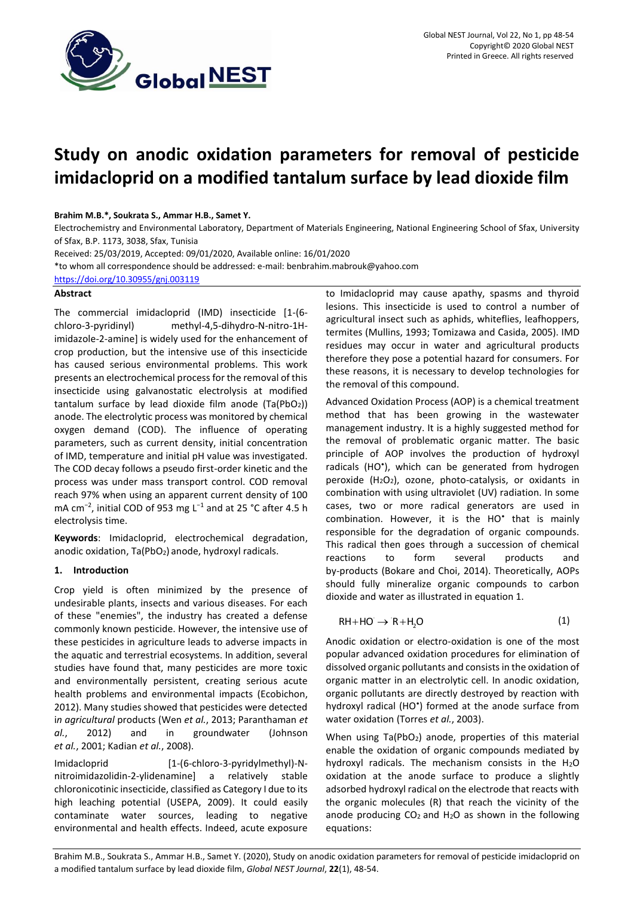# Study on anodic oxidation parameters for removal of pesticide imidacloprid on a modified tantalum surface by lead dioxide film

**Brahim M.B.*, Soukrata S., Ammar H.B., Samet Y.**

Electrochemistry and Environmental Laboratory, Department of Materials Engineering, National Engineering School of Sfax, University of Sfax, B.P. 1173, 3038, Sfax, Tunisia

Received: 25/03/2019, Accepted: 09/01/2020, Available online: 16/01/2020

*to whom all correspondence should be addressed: e-mail: benbrahim.mabrouk@yahoo.com

https://doi.org/10.30955/gnj.003119

## Abstract

The commercial imidacloprid (IMD) insecticide [1-(6-chloro-3-pyridinyl) methyl-4,5-dihydro-N-nitro-1H-imidazole-2-amine] is widely used for the enhancement of crop production, but the intensive use of this insecticide has caused serious environmental problems. This work presents an electrochemical process for the removal of this insecticide using galvanostatic electrolysis at modified tantalum surface by lead dioxide film anode ($Ta(PbO_2)$) anode. The electrolytic process was monitored by chemical oxygen demand (COD). The influence of operating parameters, such as current density, initial concentration of IMD, temperature and initial pH value was investigated. The COD decay follows a pseudo first-order kinetic and the process was under mass transport control. COD removal reach 97% when using an apparent current density of 100 mA $cm^{-2}$, initial COD of 953 mg $L^{-1}$ and at 25 °C after 4.5 h electrolysis time.

**Keywords**: Imidacloprid, electrochemical degradation, anodic oxidation, $Ta(PbO_2)$ anode, hydroxyl radicals.

## 1. Introduction

Crop yield is often minimized by the presence of undesirable plants, insects and various diseases. For each of these "enemies", the industry has created a defense commonly known pesticide. However, the intensive use of these pesticides in agriculture leads to adverse impacts in the aquatic and terrestrial ecosystems. In addition, several studies have found that, many pesticides are more toxic and environmentally persistent, creating serious acute health problems and environmental impacts (Ecobichon, 2012). Many studies showed that pesticides were detected in *agricultural* products (Wen *et al.*, 2013; Paranthaman *et al.*, 2012) and in groundwater (Johnson *et al.*, 2001; Kadian *et al.*, 2008).

Imidacloprid [1-(6-chloro-3-pyridylmethyl)-N-nitroimidazolidin-2-ylidenamine] a relatively stable chloronicotinic insecticide, classified as Category I due to its high leaching potential (USEPA, 2009). It could easily contaminate water sources, leading to negative environmental and health effects. Indeed, acute exposure to Imidacloprid may cause apathy, spasms and thyroid lesions. This insecticide is used to control a number of agricultural insect such as aphids, whiteflies, leafhoppers, termites (Mullins, 1993; Tomizawa and Casida, 2005). IMD residues may occur in water and agricultural products therefore they pose a potential hazard for consumers. For these reasons, it is necessary to develop technologies for the removal of this compound.

Advanced Oxidation Process (AOP) is a chemical treatment method that has been growing in the wastewater management industry. It is a highly suggested method for the removal of problematic organic matter. The basic principle of AOP involves the production of hydroxyl radicals ($HO^•$), which can be generated from hydrogen peroxide ($H_2O_2$), ozone, photo-catalysis, or oxidants in combination with using ultraviolet (UV) radiation. In some cases, two or more radical generators are used in combination. However, it is the $HO^•$ that is mainly responsible for the degradation of organic compounds. This radical then goes through a succession of chemical reactions to form several products and by-products (Bokare and Choi, 2014). Theoretically, AOPs should fully mineralize organic compounds to carbon dioxide and water as illustrated in equation 1.

$$RH + HO^{\cdot} \rightarrow R^{\cdot} + H_2O \quad (1)$$

Anodic oxidation or electro-oxidation is one of the most popular advanced oxidation procedures for elimination of dissolved organic pollutants and consists in the oxidation of organic matter in an electrolytic cell. In anodic oxidation, organic pollutants are directly destroyed by reaction with hydroxyl radical ($HO^•$) formed at the anode surface from water oxidation (Torres *et al.*, 2003).

When using $Ta(PbO_2)$ anode, properties of this material enable the oxidation of organic compounds mediated by hydroxyl radicals. The mechanism consists in the $H_2O$ oxidation at the anode surface to produce a slightly adsorbed hydroxyl radical on the electrode that reacts with the organic molecules (R) that reach the vicinity of the anode producing $CO_2$ and $H_2O$ as shown in the following equations: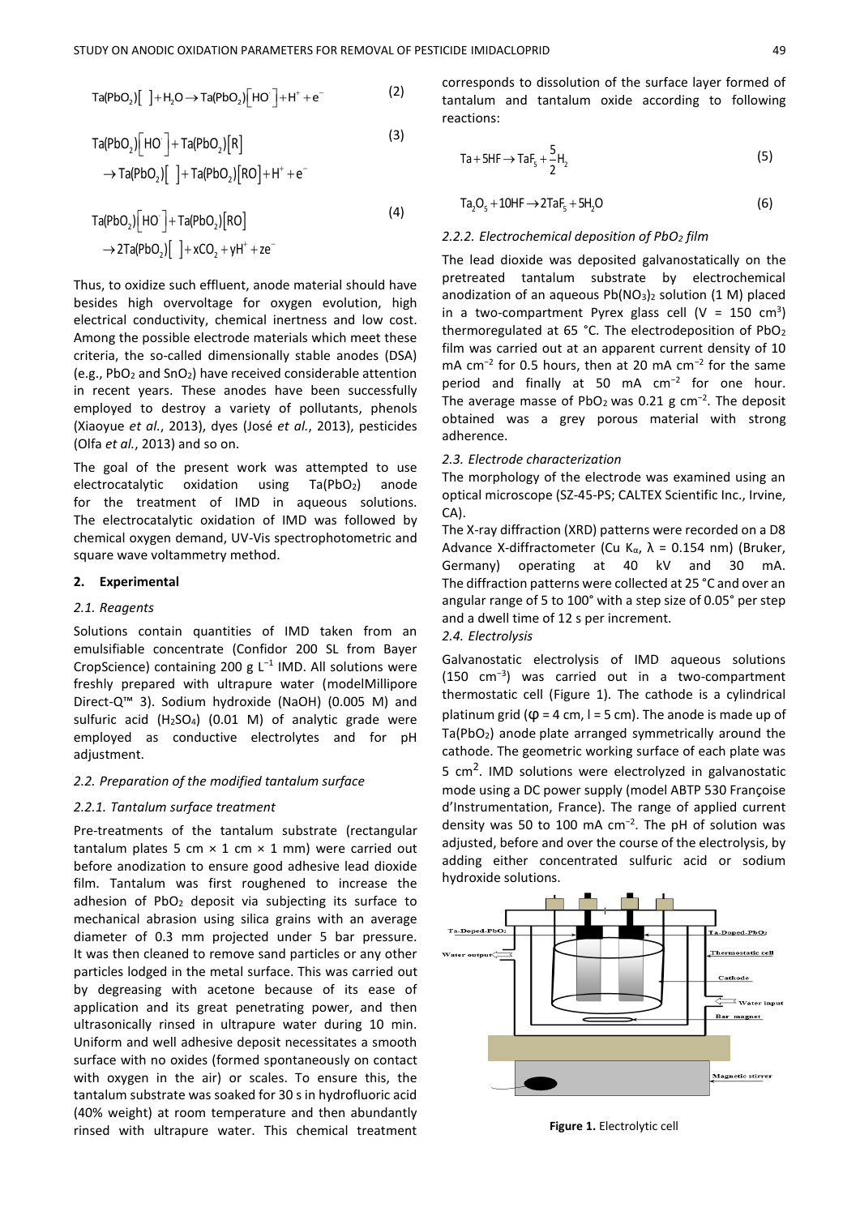$$\mathrm{Ta(PbO_2)[\ ] + H_2O \rightarrow Ta(PbO_2)[HO^{\cdot}] + H^+ + e^-} \quad (2)$$

$$\mathrm{Ta(PbO_2)[HO^{\cdot}] + Ta(PbO_2)[R] \rightarrow Ta(PbO_2)[\ ] + Ta(PbO_2)[RO] + H^+ + e^-} \quad (3)$$

$$\mathrm{Ta(PbO_2)[HO^{\cdot}] + Ta(PbO_2)[RO] \rightarrow 2Ta(PbO_2)[\ ] + xCO_2 + yH^+ + ze^-} \quad (4)$$

Thus, to oxidize such effluent, anode material should have besides high overvoltage for oxygen evolution, high electrical conductivity, chemical inertness and low cost. Among the possible electrode materials which meet these criteria, the so-called dimensionally stable anodes (DSA) (e.g., $PbO_2$ and $SnO_2$) have received considerable attention in recent years. These anodes have been successfully employed to destroy a variety of pollutants, phenols (Xiaoyue *et al.*, 2013), dyes (José *et al.*, 2013), pesticides (Olfa *et al.*, 2013) and so on.

The goal of the present work was attempted to use electrocatalytic oxidation using $Ta(PbO_2)$ anode for the treatment of IMD in aqueous solutions. The electrocatalytic oxidation of IMD was followed by chemical oxygen demand, UV-Vis spectrophotometric and square wave voltammetry method.

## 2. Experimental

### *2.1. Reagents*

Solutions contain quantities of IMD taken from an emulsifiable concentrate (Confidor 200 SL from Bayer CropScience) containing 200 g $L^{-1}$ IMD. All solutions were freshly prepared with ultrapure water (modelMillipore Direct-Q™ 3). Sodium hydroxide (NaOH) (0.005 M) and sulfuric acid ($H_2SO_4$) (0.01 M) of analytic grade were employed as conductive electrolytes and for pH adjustment.

### *2.2. Preparation of the modified tantalum surface*

#### *2.2.1. Tantalum surface treatment*

Pre-treatments of the tantalum substrate (rectangular tantalum plates 5 cm × 1 cm × 1 mm) were carried out before anodization to ensure good adhesive lead dioxide film. Tantalum was first roughened to increase the adhesion of $PbO_2$ deposit via subjecting its surface to mechanical abrasion using silica grains with an average diameter of 0.3 mm projected under 5 bar pressure. It was then cleaned to remove sand particles or any other particles lodged in the metal surface. This was carried out by degreasing with acetone because of its ease of application and its great penetrating power, and then ultrasonically rinsed in ultrapure water during 10 min. Uniform and well adhesive deposit necessitates a smooth surface with no oxides (formed spontaneously on contact with oxygen in the air) or scales. To ensure this, the tantalum substrate was soaked for 30 s in hydrofluoric acid (40% weight) at room temperature and then abundantly rinsed with ultrapure water. This chemical treatment corresponds to dissolution of the surface layer formed of tantalum and tantalum oxide according to following reactions:

$$\mathrm{Ta + 5HF \rightarrow TaF_5 + \frac{5}{2}H_2} \quad (5)$$

$$\mathrm{Ta_2O_5 + 10HF \rightarrow 2TaF_5 + 5H_2O} \quad (6)$$

#### *2.2.2. Electrochemical deposition of $PbO_2$ film*

The lead dioxide was deposited galvanostatically on the pretreated tantalum substrate by electrochemical anodization of an aqueous $Pb(NO_3)_2$ solution (1 M) placed in a two-compartment Pyrex glass cell (V = 150 $cm^3$) thermoregulated at 65 °C. The electrodeposition of $PbO_2$ film was carried out at an apparent current density of 10 mA $cm^{-2}$ for 0.5 hours, then at 20 mA $cm^{-2}$ for the same period and finally at 50 mA $cm^{-2}$ for one hour. The average masse of $PbO_2$ was 0.21 g $cm^{-2}$. The deposit obtained was a grey porous material with strong adherence.

### *2.3. Electrode characterization*

The morphology of the electrode was examined using an optical microscope (SZ-45-PS; CALTEX Scientific Inc., Irvine, CA).

The X-ray diffraction (XRD) patterns were recorded on a D8 Advance X-diffractometer (Cu $K_\alpha$, λ = 0.154 nm) (Bruker, Germany) operating at 40 kV and 30 mA. The diffraction patterns were collected at 25 °C and over an angular range of 5 to 100° with a step size of 0.05° per step and a dwell time of 12 s per increment.

### *2.4. Electrolysis*

Galvanostatic electrolysis of IMD aqueous solutions (150 $cm^{-3}$) was carried out in a two-compartment thermostatic cell (Figure 1). The cathode is a cylindrical platinum grid (φ = 4 cm, l = 5 cm). The anode is made up of $Ta(PbO_2)$ anode plate arranged symmetrically around the cathode. The geometric working surface of each plate was 5 $cm^2$. IMD solutions were electrolyzed in galvanostatic mode using a DC power supply (model ABTP 530 Françoise d'Instrumentation, France). The range of applied current density was 50 to 100 mA $cm^{-2}$. The pH of solution was adjusted, before and over the course of the electrolysis, by adding either concentrated sulfuric acid or sodium hydroxide solutions.

**Figure 1.** Electrolytic cell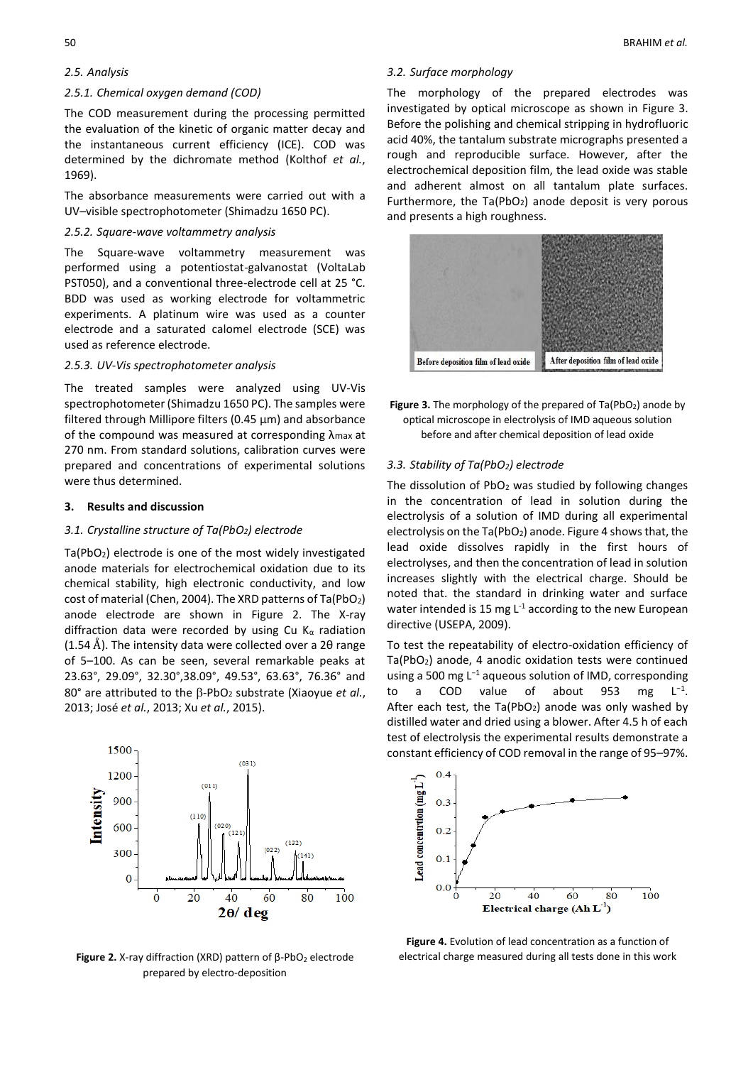### 2.5. Analysis

#### 2.5.1. Chemical oxygen demand (COD)

The COD measurement during the processing permitted the evaluation of the kinetic of organic matter decay and the instantaneous current efficiency (ICE). COD was determined by the dichromate method (Kolthof *et al.*, 1969).

The absorbance measurements were carried out with a UV–visible spectrophotometer (Shimadzu 1650 PC).

#### 2.5.2. Square-wave voltammetry analysis

The Square-wave voltammetry measurement was performed using a potentiostat-galvanostat (VoltaLab PST050), and a conventional three-electrode cell at 25 °C. BDD was used as working electrode for voltammetric experiments. A platinum wire was used as a counter electrode and a saturated calomel electrode (SCE) was used as reference electrode.

#### 2.5.3. UV-Vis spectrophotometer analysis

The treated samples were analyzed using UV-Vis spectrophotometer (Shimadzu 1650 PC). The samples were filtered through Millipore filters (0.45 µm) and absorbance of the compound was measured at corresponding $\lambda_{max}$ at 270 nm. From standard solutions, calibration curves were prepared and concentrations of experimental solutions were thus determined.

## 3. Results and discussion

### 3.1. Crystalline structure of Ta(PbO$_2$) electrode

Ta(PbO$_2$) electrode is one of the most widely investigated anode materials for electrochemical oxidation due to its chemical stability, high electronic conductivity, and low cost of material (Chen, 2004). The XRD patterns of Ta(PbO$_2$) anode electrode are shown in Figure 2. The X-ray diffraction data were recorded by using Cu $K_\alpha$ radiation (1.54 Å). The intensity data were collected over a 2θ range of 5–100. As can be seen, several remarkable peaks at 23.63°, 29.09°, 32.30°,38.09°, 49.53°, 63.63°, 76.36° and 80° are attributed to the β-PbO$_2$ substrate (Xiaoyue *et al.*, 2013; José *et al.*, 2013; Xu *et al.*, 2015).

**Figure 2.** X-ray diffraction (XRD) pattern of β-PbO$_2$ electrode prepared by electro-deposition

### 3.2. Surface morphology

The morphology of the prepared electrodes was investigated by optical microscope as shown in Figure 3. Before the polishing and chemical stripping in hydrofluoric acid 40%, the tantalum substrate micrographs presented a rough and reproducible surface. However, after the electrochemical deposition film, the lead oxide was stable and adherent almost on all tantalum plate surfaces. Furthermore, the Ta(PbO$_2$) anode deposit is very porous and presents a high roughness.

**Figure 3.** The morphology of the prepared of Ta(PbO$_2$) anode by optical microscope in electrolysis of IMD aqueous solution before and after chemical deposition of lead oxide

### 3.3. Stability of Ta(PbO$_2$) electrode

The dissolution of PbO$_2$ was studied by following changes in the concentration of lead in solution during the electrolysis of a solution of IMD during all experimental electrolysis on the Ta(PbO$_2$) anode. Figure 4 shows that, the lead oxide dissolves rapidly in the first hours of electrolyses, and then the concentration of lead in solution increases slightly with the electrical charge. Should be noted that. the standard in drinking water and surface water intended is 15 mg L$^{-1}$ according to the new European directive (USEPA, 2009).

To test the repeatability of electro-oxidation efficiency of Ta(PbO$_2$) anode, 4 anodic oxidation tests were continued using a 500 mg L$^{-1}$ aqueous solution of IMD, corresponding to a COD value of about 953 mg L$^{-1}$. After each test, the Ta(PbO$_2$) anode was only washed by distilled water and dried using a blower. After 4.5 h of each test of electrolysis the experimental results demonstrate a constant efficiency of COD removal in the range of 95–97%.

**Figure 4.** Evolution of lead concentration as a function of electrical charge measured during all tests done in this work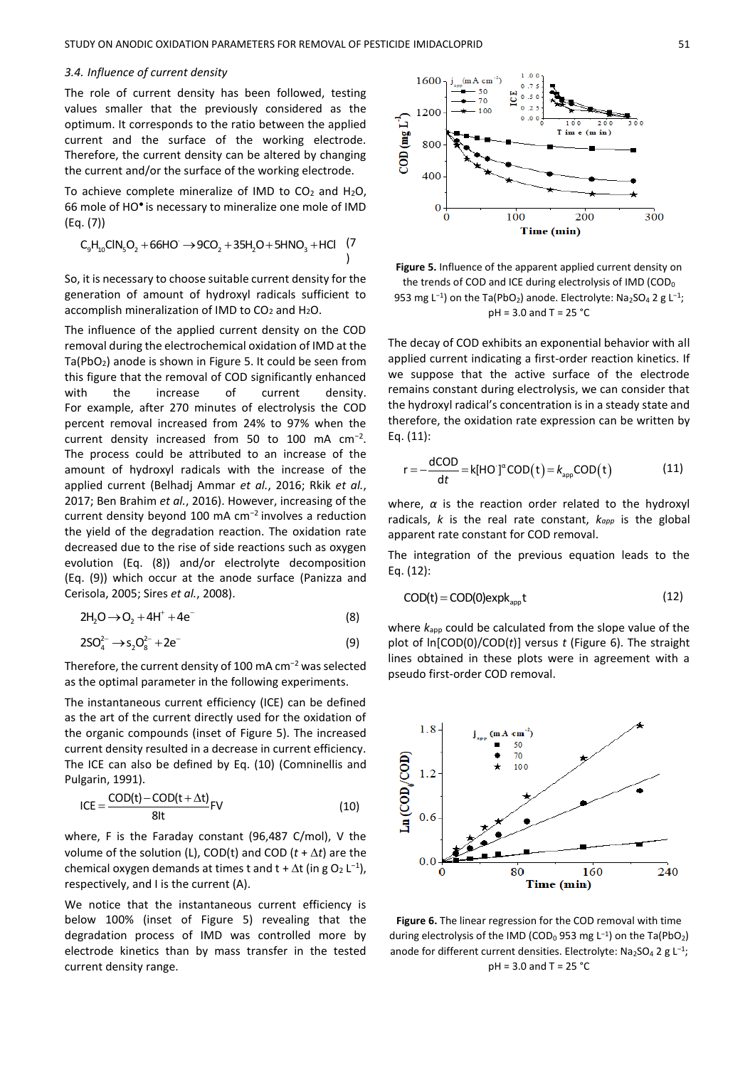### 3.4. Influence of current density

The role of current density has been followed, testing values smaller that the previously considered as the optimum. It corresponds to the ratio between the applied current and the surface of the working electrode. Therefore, the current density can be altered by changing the current and/or the surface of the working electrode.

To achieve complete mineralize of IMD to $CO_2$ and $H_2O$, 66 mole of HO• is necessary to mineralize one mole of IMD (Eq. (7))

$$C_9H_{10}ClN_5O_2 + 66HO^{\cdot} \rightarrow 9CO_2 + 35H_2O + 5HNO_3 + HCl \quad (7)$$

So, it is necessary to choose suitable current density for the generation of amount of hydroxyl radicals sufficient to accomplish mineralization of IMD to $CO_2$ and $H_2O$.

The influence of the applied current density on the COD removal during the electrochemical oxidation of IMD at the Ta(PbO$_2$) anode is shown in Figure 5. It could be seen from this figure that the removal of COD significantly enhanced with the increase of current density. For example, after 270 minutes of electrolysis the COD percent removal increased from 24% to 97% when the current density increased from 50 to 100 mA cm$^{-2}$. The process could be attributed to an increase of the amount of hydroxyl radicals with the increase of the applied current (Belhadj Ammar *et al.*, 2016; Rkik *et al.*, 2017; Ben Brahim *et al.*, 2016). However, increasing of the current density beyond 100 mA cm$^{-2}$ involves a reduction the yield of the degradation reaction. The oxidation rate decreased due to the rise of side reactions such as oxygen evolution (Eq. (8)) and/or electrolyte decomposition (Eq. (9)) which occur at the anode surface (Panizza and Cerisola, 2005; Sires *et al.*, 2008).

$$2H_2O \rightarrow O_2 + 4H^+ + 4e^- \quad (8)$$

$$2SO_4^{2-} \rightarrow S_2O_8^{2-} + 2e^- \quad (9)$$

Therefore, the current density of 100 mA cm$^{-2}$ was selected as the optimal parameter in the following experiments.

The instantaneous current efficiency (ICE) can be defined as the art of the current directly used for the oxidation of the organic compounds (inset of Figure 5). The increased current density resulted in a decrease in current efficiency. The ICE can also be defined by Eq. (10) (Comninellis and Pulgarin, 1991).

$$ICE = \frac{COD(t) - COD(t + \Delta t)}{8It} FV \quad (10)$$

where, F is the Faraday constant (96,487 C/mol), V the volume of the solution (L), COD(t) and COD ($t + \Delta t$) are the chemical oxygen demands at times t and t + $\Delta t$ (in g $O_2$ L$^{-1}$), respectively, and I is the current (A).

We notice that the instantaneous current efficiency is below 100% (inset of Figure 5) revealing that the degradation process of IMD was controlled more by electrode kinetics than by mass transfer in the tested current density range.

**Figure 5.** Influence of the apparent applied current density on the trends of COD and ICE during electrolysis of IMD (COD$_0$ 953 mg L$^{-1}$) on the Ta(PbO$_2$) anode. Electrolyte: $Na_2SO_4$ 2 g L$^{-1}$; pH = 3.0 and T = 25 °C

The decay of COD exhibits an exponential behavior with all applied current indicating a first-order reaction kinetics. If we suppose that the active surface of the electrode remains constant during electrolysis, we can consider that the hydroxyl radical's concentration is in a steady state and therefore, the oxidation rate expression can be written by Eq. (11):

$$r = -\frac{dCOD}{dt} = k[HO^{\cdot}]^{\alpha} COD(t) = k_{app} COD(t) \quad (11)$$

where, $\alpha$ is the reaction order related to the hydroxyl radicals, $k$ is the real rate constant, $k_{app}$ is the global apparent rate constant for COD removal.

The integration of the previous equation leads to the Eq. (12):

$$COD(t) = COD(0) \exp k_{app} t \quad (12)$$

where $k_{app}$ could be calculated from the slope value of the plot of ln[COD(0)/COD($t$)] versus $t$ (Figure 6). The straight lines obtained in these plots were in agreement with a pseudo first-order COD removal.

**Figure 6.** The linear regression for the COD removal with time during electrolysis of the IMD (COD$_0$ 953 mg L$^{-1}$) on the Ta(PbO$_2$) anode for different current densities. Electrolyte: $Na_2SO_4$ 2 g L$^{-1}$; pH = 3.0 and T = 25 °C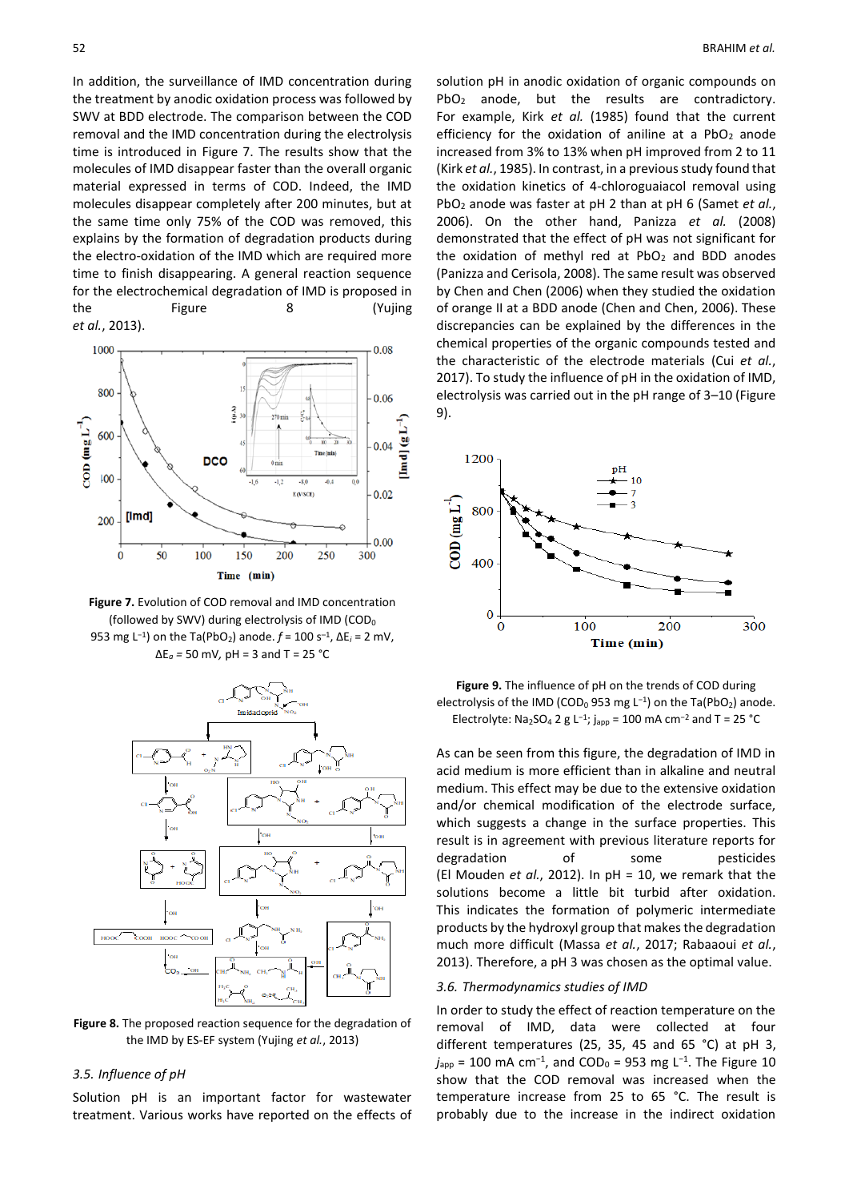In addition, the surveillance of IMD concentration during the treatment by anodic oxidation process was followed by SWV at BDD electrode. The comparison between the COD removal and the IMD concentration during the electrolysis time is introduced in Figure 7. The results show that the molecules of IMD disappear faster than the overall organic material expressed in terms of COD. Indeed, the IMD molecules disappear completely after 200 minutes, but at the same time only 75% of the COD was removed, this explains by the formation of degradation products during the electro-oxidation of the IMD which are required more time to finish disappearing. A general reaction sequence for the electrochemical degradation of IMD is proposed in the Figure 8 (Yujing *et al.*, 2013).

**Figure 7.** Evolution of COD removal and IMD concentration (followed by SWV) during electrolysis of IMD ($COD_0$ 953 mg $L^{-1}$) on the $Ta(PbO_2)$ anode. $f$ = 100 $s^{-1}$, $\Delta E_i$ = 2 mV, $\Delta E_a$ = 50 mV, pH = 3 and T = 25 °C

**Figure 8.** The proposed reaction sequence for the degradation of the IMD by ES-EF system (Yujing *et al.*, 2013)

### 3.5. Influence of pH

Solution pH is an important factor for wastewater treatment. Various works have reported on the effects of solution pH in anodic oxidation of organic compounds on $PbO_2$ anode, but the results are contradictory. For example, Kirk *et al.* (1985) found that the current efficiency for the oxidation of aniline at a $PbO_2$ anode increased from 3% to 13% when pH improved from 2 to 11 (Kirk *et al.*, 1985). In contrast, in a previous study found that the oxidation kinetics of 4-chloroguaiacol removal using $PbO_2$ anode was faster at pH 2 than at pH 6 (Samet *et al.*, 2006). On the other hand, Panizza *et al.* (2008) demonstrated that the effect of pH was not significant for the oxidation of methyl red at $PbO_2$ and BDD anodes (Panizza and Cerisola, 2008). The same result was observed by Chen and Chen (2006) when they studied the oxidation of orange II at a BDD anode (Chen and Chen, 2006). These discrepancies can be explained by the differences in the chemical properties of the organic compounds tested and the characteristic of the electrode materials (Cui *et al.*, 2017). To study the influence of pH in the oxidation of IMD, electrolysis was carried out in the pH range of 3–10 (Figure 9).

**Figure 9.** The influence of pH on the trends of COD during electrolysis of the IMD ($COD_0$ 953 mg $L^{-1}$) on the $Ta(PbO_2)$ anode. Electrolyte: $Na_2SO_4$ 2 g $L^{-1}$; $j_{app}$ = 100 mA $cm^{-2}$ and T = 25 °C

As can be seen from this figure, the degradation of IMD in acid medium is more efficient than in alkaline and neutral medium. This effect may be due to the extensive oxidation and/or chemical modification of the electrode surface, which suggests a change in the surface properties. This result is in agreement with previous literature reports for degradation of some pesticides (El Mouden *et al.*, 2012). In pH = 10, we remark that the solutions become a little bit turbid after oxidation. This indicates the formation of polymeric intermediate products by the hydroxyl group that makes the degradation much more difficult (Massa *et al.*, 2017; Rabaaoui *et al.*, 2013). Therefore, a pH 3 was chosen as the optimal value.

### 3.6. Thermodynamics studies of IMD

In order to study the effect of reaction temperature on the removal of IMD, data were collected at four different temperatures (25, 35, 45 and 65 °C) at pH 3, $j_{app}$ = 100 mA $cm^{-1}$, and $COD_0$ = 953 mg $L^{-1}$. The Figure 10 show that the COD removal was increased when the temperature increase from 25 to 65 °C. The result is probably due to the increase in the indirect oxidation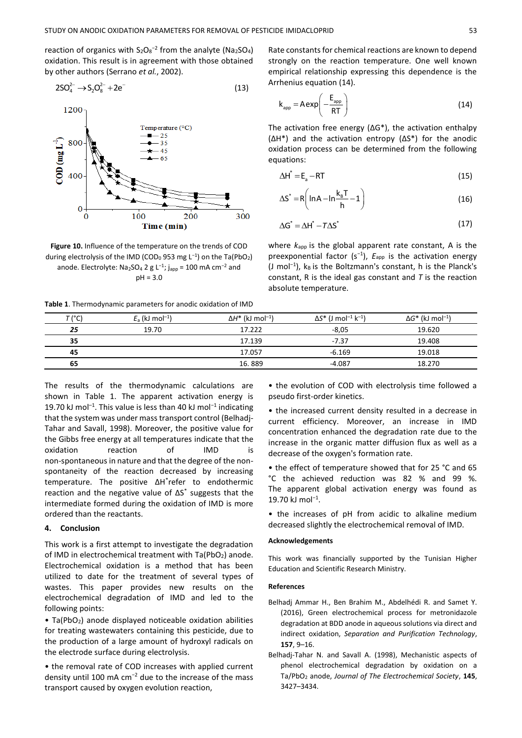reaction of organics with $S_2O_8^{-2}$ from the analyte ($Na_2SO_4$) oxidation. This result is in agreement with those obtained by other authors (Serrano *et al.*, 2002).

$$2SO_4^{2-} \rightarrow S_2O_8^{2-} + 2e^- \tag{13}$$

**Figure 10.** Influence of the temperature on the trends of COD during electrolysis of the IMD ($COD_0$ 953 mg $L^{-1}$) on the $Ta(PbO_2)$ anode. Electrolyte: $Na_2SO_4$ 2 g $L^{-1}$; $j_{app}$ = 100 mA $cm^{-2}$ and pH = 3.0

Rate constants for chemical reactions are known to depend strongly on the reaction temperature. One well known empirical relationship expressing this dependence is the Arrhenius equation (14).

$$k_{app} = A\exp\left(-\frac{E_{app}}{RT}\right) \tag{14}$$

The activation free energy (ΔG*), the activation enthalpy (ΔH*) and the activation entropy (ΔS*) for the anodic oxidation process can be determined from the following equations:

$$\Delta H^* = E_a - RT \tag{15}$$

$$\Delta S^* = R\left(\ln A - \ln\frac{k_B T}{h} - 1\right) \tag{16}$$

$$\Delta G^* = \Delta H^* - T\Delta S^* \tag{17}$$

where $k_{app}$ is the global apparent rate constant, A is the preexponential factor ($s^{-1}$), $E_{app}$ is the activation energy (J $mol^{-1}$), $k_B$ is the Boltzmann's constant, h is the Planck's constant, R is the ideal gas constant and $T$ is the reaction absolute temperature.

**Table 1**. Thermodynamic parameters for anodic oxidation of IMD

| $T$ (°C) | $E_a$ (kJ $mol^{-1}$) | $\Delta H^*$ (kJ $mol^{-1}$) | $\Delta S^*$ (J $mol^{-1}$ $k^{-1}$) | $\Delta G^*$ (kJ $mol^{-1}$) |
|---|---|---|---|---|
| ***25*** | 19.70 | 17.222 | -8,05 | 19.620 |
| **35** | | 17.139 | -7.37 | 19.408 |
| **45** | | 17.057 | -6.169 | 19.018 |
| **65** | | 16. 889 | -4.087 | 18.270 |

The results of the thermodynamic calculations are shown in Table 1. The apparent activation energy is 19.70 kJ $mol^{-1}$. This value is less than 40 kJ $mol^{-1}$ indicating that the system was under mass transport control (Belhadj-Tahar and Savall, 1998). Moreover, the positive value for the Gibbs free energy at all temperatures indicate that the oxidation reaction of IMD is non-spontaneous in nature and that the degree of the non-spontaneity of the reaction decreased by increasing temperature. The positive $\Delta H^*$refer to endothermic reaction and the negative value of $\Delta S^*$ suggests that the intermediate formed during the oxidation of IMD is more ordered than the reactants.

## 4. Conclusion

This work is a first attempt to investigate the degradation of IMD in electrochemical treatment with $Ta(PbO_2)$ anode. Electrochemical oxidation is a method that has been utilized to date for the treatment of several types of wastes. This paper provides new results on the electrochemical degradation of IMD and led to the following points:

- $Ta(PbO_2)$ anode displayed noticeable oxidation abilities for treating wastewaters containing this pesticide, due to the production of a large amount of hydroxyl radicals on the electrode surface during electrolysis.
- the removal rate of COD increases with applied current density until 100 mA $cm^{-2}$ due to the increase of the mass transport caused by oxygen evolution reaction,
- the evolution of COD with electrolysis time followed a pseudo first-order kinetics.
- the increased current density resulted in a decrease in current efficiency. Moreover, an increase in IMD concentration enhanced the degradation rate due to the increase in the organic matter diffusion flux as well as a decrease of the oxygen's formation rate.
- the effect of temperature showed that for 25 °C and 65 °C the achieved reduction was 82 % and 99 %. The apparent global activation energy was found as 19.70 kJ $mol^{-1}$.
- the increases of pH from acidic to alkaline medium decreased slightly the electrochemical removal of IMD.

### Acknowledgements

This work was financially supported by the Tunisian Higher Education and Scientific Research Ministry.

### References

Belhadj Ammar H., Ben Brahim M., Abdelhédi R. and Samet Y. (2016), Green electrochemical process for metronidazole degradation at BDD anode in aqueous solutions via direct and indirect oxidation, *Separation and Purification Technology*, **157**, 9–16.

Belhadj-Tahar N. and Savall A. (1998), Mechanistic aspects of phenol electrochemical degradation by oxidation on a $Ta/PbO_2$ anode, *Journal of The Electrochemical Society*, **145**, 3427–3434.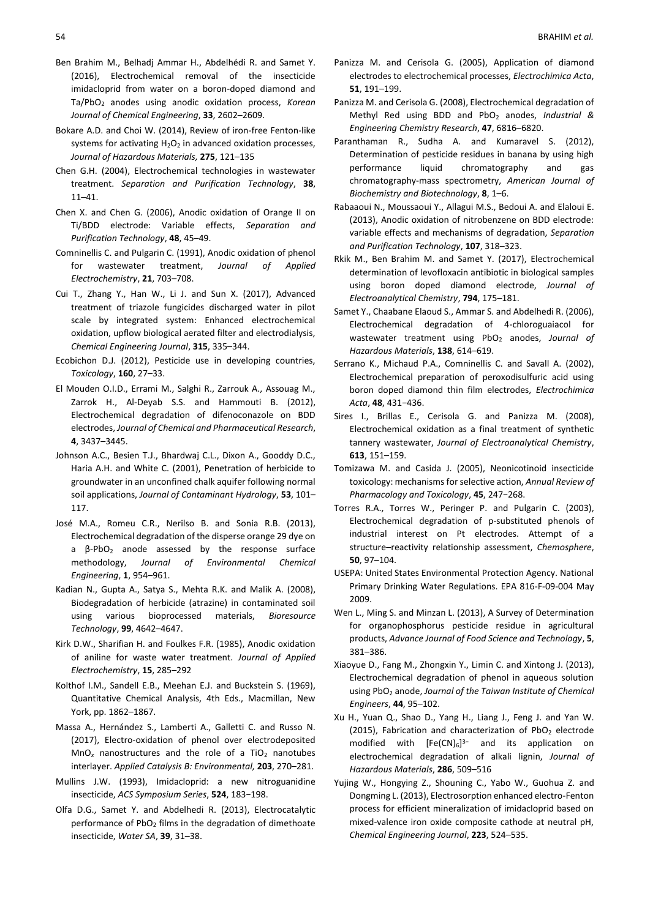Ben Brahim M., Belhadj Ammar H., Abdelhédi R. and Samet Y. (2016), Electrochemical removal of the insecticide imidacloprid from water on a boron-doped diamond and Ta/$PbO_2$ anodes using anodic oxidation process, *Korean Journal of Chemical Engineering*, **33**, 2602–2609.

Bokare A.D. and Choi W. (2014), Review of iron-free Fenton-like systems for activating $H_2O_2$ in advanced oxidation processes, *Journal of Hazardous Materials,* **275**, 121–135

Chen G.H. (2004), Electrochemical technologies in wastewater treatment. *Separation and Purification Technology*, **38**, 11–41.

Chen X. and Chen G. (2006), Anodic oxidation of Orange II on Ti/BDD electrode: Variable effects, *Separation and Purification Technology*, **48**, 45–49.

Comninellis C. and Pulgarin C. (1991), Anodic oxidation of phenol for wastewater treatment, *Journal of Applied Electrochemistry*, **21**, 703–708.

Cui T., Zhang Y., Han W., Li J. and Sun X. (2017), Advanced treatment of triazole fungicides discharged water in pilot scale by integrated system: Enhanced electrochemical oxidation, upflow biological aerated filter and electrodialysis, *Chemical Engineering Journal*, **315**, 335–344.

Ecobichon D.J. (2012), Pesticide use in developing countries, *Toxicology*, **160**, 27–33.

El Mouden O.I.D., Errami M., Salghi R., Zarrouk A., Assouag M., Zarrok H., Al-Deyab S.S. and Hammouti B. (2012), Electrochemical degradation of difenoconazole on BDD electrodes, *Journal of Chemical and Pharmaceutical Research*, **4**, 3437–3445.

Johnson A.C., Besien T.J., Bhardwaj C.L., Dixon A., Gooddy D.C., Haria A.H. and White C. (2001), Penetration of herbicide to groundwater in an unconfined chalk aquifer following normal soil applications, *Journal of Contaminant Hydrology*, **53**, 101–117.

José M.A., Romeu C.R., Nerilso B. and Sonia R.B. (2013), Electrochemical degradation of the disperse orange 29 dye on a β-$PbO_2$ anode assessed by the response surface methodology, *Journal of Environmental Chemical Engineering*, **1**, 954–961.

Kadian N., Gupta A., Satya S., Mehta R.K. and Malik A. (2008), Biodegradation of herbicide (atrazine) in contaminated soil using various bioprocessed materials, *Bioresource Technology*, **99**, 4642–4647.

Kirk D.W., Sharifian H. and Foulkes F.R. (1985), Anodic oxidation of aniline for waste water treatment. *Journal of Applied Electrochemistry*, **15**, 285–292

Kolthof I.M., Sandell E.B., Meehan E.J. and Buckstein S. (1969), Quantitative Chemical Analysis, 4th Eds., Macmillan, New York, pp. 1862–1867.

Massa A., Hernández S., Lamberti A., Galletti C. and Russo N. (2017), Electro-oxidation of phenol over electrodeposited $MnO_x$ nanostructures and the role of a $TiO_2$ nanotubes interlayer. *Applied Catalysis B: Environmental,* **203**, 270–281.

Mullins J.W. (1993), Imidacloprid: a new nitroguanidine insecticide, *ACS Symposium Series*, **524**, 183−198.

Olfa D.G., Samet Y. and Abdelhedi R. (2013), Electrocatalytic performance of $PbO_2$ films in the degradation of dimethoate insecticide, *Water SA*, **39**, 31–38.

Panizza M. and Cerisola G. (2005), Application of diamond electrodes to electrochemical processes, *Electrochimica Acta*, **51**, 191–199.

Panizza M. and Cerisola G. (2008), Electrochemical degradation of Methyl Red using BDD and $PbO_2$ anodes, *Industrial & Engineering Chemistry Research*, **47**, 6816–6820.

Paranthaman R., Sudha A. and Kumaravel S. (2012), Determination of pesticide residues in banana by using high performance liquid chromatography and gas chromatography-mass spectrometry, *American Journal of Biochemistry and Biotechnology*, **8**, 1–6.

Rabaaoui N., Moussaoui Y., Allagui M.S., Bedoui A. and Elaloui E. (2013), Anodic oxidation of nitrobenzene on BDD electrode: variable effects and mechanisms of degradation, *Separation and Purification Technology*, **107**, 318–323.

Rkik M., Ben Brahim M. and Samet Y. (2017), Electrochemical determination of levofloxacin antibiotic in biological samples using boron doped diamond electrode, *Journal of Electroanalytical Chemistry*, **794**, 175–181.

Samet Y., Chaabane Elaoud S., Ammar S. and Abdelhedi R. (2006), Electrochemical degradation of 4-chloroguaiacol for wastewater treatment using $PbO_2$ anodes, *Journal of Hazardous Materials*, **138**, 614–619.

Serrano K., Michaud P.A., Comninellis C. and Savall A. (2002), Electrochemical preparation of peroxodisulfuric acid using boron doped diamond thin film electrodes, *Electrochimica Acta*, **48**, 431–436.

Sires I., Brillas E., Cerisola G. and Panizza M. (2008), Electrochemical oxidation as a final treatment of synthetic tannery wastewater, *Journal of Electroanalytical Chemistry*, **613**, 151–159.

Tomizawa M. and Casida J. (2005), Neonicotinoid insecticide toxicology: mechanisms for selective action, *Annual Review of Pharmacology and Toxicology*, **45**, 247−268.

Torres R.A., Torres W., Peringer P. and Pulgarin C. (2003), Electrochemical degradation of p-substituted phenols of industrial interest on Pt electrodes. Attempt of a structure–reactivity relationship assessment, *Chemosphere*, **50**, 97–104.

USEPA: United States Environmental Protection Agency. National Primary Drinking Water Regulations. EPA 816-F-09-004 May 2009.

Wen L., Ming S. and Minzan L. (2013), A Survey of Determination for organophosphorus pesticide residue in agricultural products, *Advance Journal of Food Science and Technology*, **5**, 381–386.

Xiaoyue D., Fang M., Zhongxin Y., Limin C. and Xintong J. (2013), Electrochemical degradation of phenol in aqueous solution using $PbO_2$ anode, *Journal of the Taiwan Institute of Chemical Engineers*, **44**, 95–102.

Xu H., Yuan Q., Shao D., Yang H., Liang J., Feng J. and Yan W. (2015), Fabrication and characterization of $PbO_2$ electrode modified with $[Fe(CN)_6]^{3-}$ and its application on electrochemical degradation of alkali lignin, *Journal of Hazardous Materials*, **286**, 509–516

Yujing W., Hongying Z., Shouning C., Yabo W., Guohua Z. and Dongming L. (2013), Electrosorption enhanced electro-Fenton process for efficient mineralization of imidacloprid based on mixed-valence iron oxide composite cathode at neutral pH, *Chemical Engineering Journal*, **223**, 524–535.